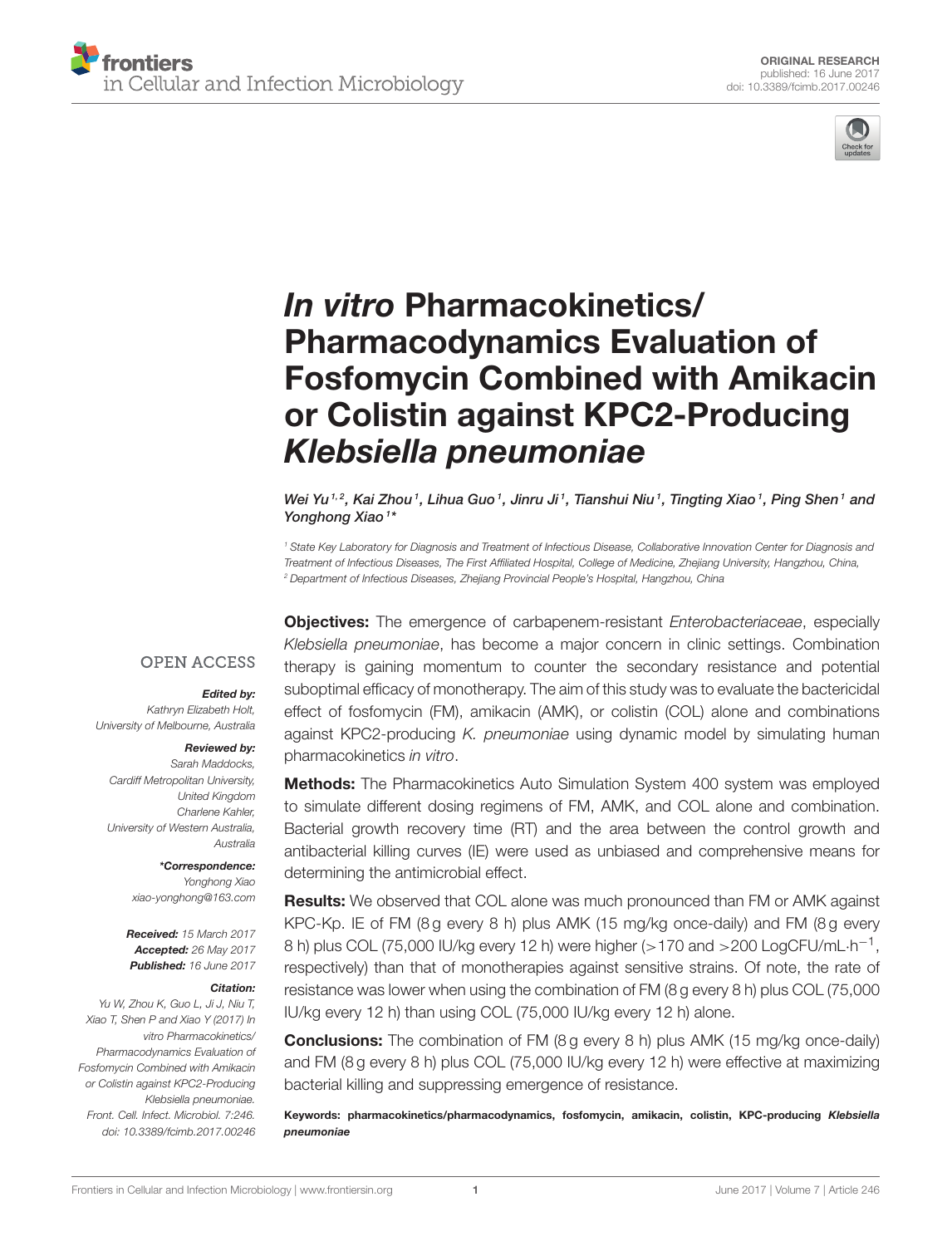ORIGINAL RESEARCH
published: 16 June 2017
doi: 10.3389/fcimb.2017.00246

# *In vitro* Pharmacokinetics/ Pharmacodynamics Evaluation of Fosfomycin Combined with Amikacin or Colistin against KPC2-Producing *Klebsiella pneumoniae*

*Wei Yu[1,2], Kai Zhou[1], Lihua Guo[1], Jinru Ji[1], Tianshui Niu[1], Tingting Xiao[1], Ping Shen[1] and Yonghong Xiao[1]**

[1] State Key Laboratory for Diagnosis and Treatment of Infectious Disease, Collaborative Innovation Center for Diagnosis and Treatment of Infectious Diseases, The First Affiliated Hospital, College of Medicine, Zhejiang University, Hangzhou, China,
[2] Department of Infectious Diseases, Zhejiang Provincial People's Hospital, Hangzhou, China

OPEN ACCESS

***Edited by:***
*Kathryn Elizabeth Holt,*
*University of Melbourne, Australia*

***Reviewed by:***
*Sarah Maddocks,*
*Cardiff Metropolitan University, United Kingdom*
*Charlene Kahler,*
*University of Western Australia, Australia*

***\*Correspondence:***
*Yonghong Xiao*
*xiao-yonghong@163.com*

***Received:*** *15 March 2017*
***Accepted:*** *26 May 2017*
***Published:*** *16 June 2017*

***Citation:***
*Yu W, Zhou K, Guo L, Ji J, Niu T, Xiao T, Shen P and Xiao Y (2017) In vitro Pharmacokinetics/ Pharmacodynamics Evaluation of Fosfomycin Combined with Amikacin or Colistin against KPC2-Producing Klebsiella pneumoniae. Front. Cell. Infect. Microbiol. 7:246. doi: 10.3389/fcimb.2017.00246*

**Objectives:** The emergence of carbapenem-resistant *Enterobacteriaceae*, especially *Klebsiella pneumoniae*, has become a major concern in clinic settings. Combination therapy is gaining momentum to counter the secondary resistance and potential suboptimal efficacy of monotherapy. The aim of this study was to evaluate the bactericidal effect of fosfomycin (FM), amikacin (AMK), or colistin (COL) alone and combinations against KPC2-producing *K. pneumoniae* using dynamic model by simulating human pharmacokinetics *in vitro*.

**Methods:** The Pharmacokinetics Auto Simulation System 400 system was employed to simulate different dosing regimens of FM, AMK, and COL alone and combination. Bacterial growth recovery time (RT) and the area between the control growth and antibacterial killing curves (IE) were used as unbiased and comprehensive means for determining the antimicrobial effect.

**Results:** We observed that COL alone was much pronounced than FM or AMK against KPC-Kp. IE of FM (8 g every 8 h) plus AMK (15 mg/kg once-daily) and FM (8 g every 8 h) plus COL (75,000 IU/kg every 12 h) were higher (>170 and >200 LogCFU/mL·h$^{-1}$, respectively) than that of monotherapies against sensitive strains. Of note, the rate of resistance was lower when using the combination of FM (8 g every 8 h) plus COL (75,000 IU/kg every 12 h) than using COL (75,000 IU/kg every 12 h) alone.

**Conclusions:** The combination of FM (8 g every 8 h) plus AMK (15 mg/kg once-daily) and FM (8 g every 8 h) plus COL (75,000 IU/kg every 12 h) were effective at maximizing bacterial killing and suppressing emergence of resistance.

**Keywords: pharmacokinetics/pharmacodynamics, fosfomycin, amikacin, colistin, KPC-producing *Klebsiella pneumoniae***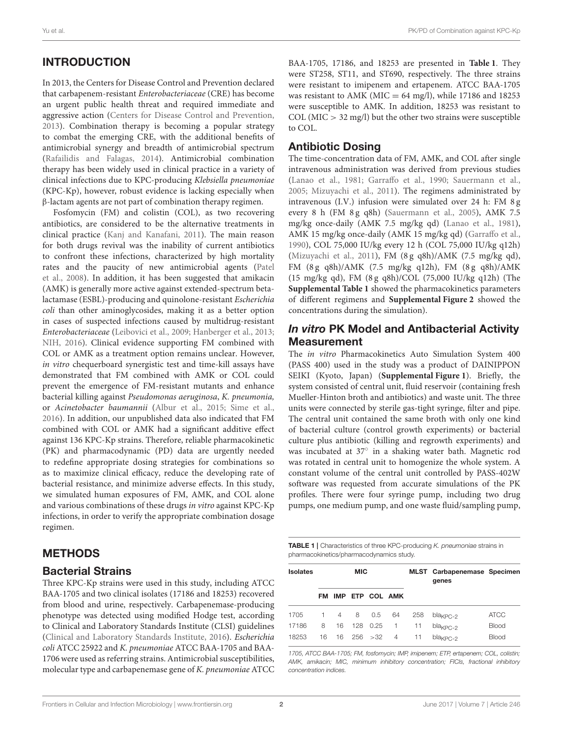## INTRODUCTION

In 2013, the Centers for Disease Control and Prevention declared that carbapenem-resistant *Enterobacteriaceae* (CRE) has become an urgent public health threat and required immediate and aggressive action (Centers for Disease Control and Prevention, 2013). Combination therapy is becoming a popular strategy to combat the emerging CRE, with the additional benefits of antimicrobial synergy and breadth of antimicrobial spectrum (Rafailidis and Falagas, 2014). Antimicrobial combination therapy has been widely used in clinical practice in a variety of clinical infections due to KPC-producing *Klebsiella pneumoniae* (KPC-Kp), however, robust evidence is lacking especially when β-lactam agents are not part of combination therapy regimen.

Fosfomycin (FM) and colistin (COL), as two recovering antibiotics, are considered to be the alternative treatments in clinical practice (Kanj and Kanafani, 2011). The main reason for both drugs revival was the inability of current antibiotics to confront these infections, characterized by high mortality rates and the paucity of new antimicrobial agents (Patel et al., 2008). In addition, it has been suggested that amikacin (AMK) is generally more active against extended-spectrum beta-lactamase (ESBL)-producing and quinolone-resistant *Escherichia coli* than other aminoglycosides, making it as a better option in cases of suspected infections caused by multidrug-resistant *Enterobacteriaceae* (Leibovici et al., 2009; Hanberger et al., 2013; NIH, 2016). Clinical evidence supporting FM combined with COL or AMK as a treatment option remains unclear. However, *in vitro* chequerboard synergistic test and time-kill assays have demonstrated that FM combined with AMK or COL could prevent the emergence of FM-resistant mutants and enhance bacterial killing against *Pseudomonas aeruginosa*, *K. pneumonia,* or *Acinetobacter baumannii* (Albur et al., 2015; Sime et al., 2016). In addition, our unpublished data also indicated that FM combined with COL or AMK had a significant additive effect against 136 KPC-Kp strains. Therefore, reliable pharmacokinetic (PK) and pharmacodynamic (PD) data are urgently needed to redefine appropriate dosing strategies for combinations so as to maximize clinical efficacy, reduce the developing rate of bacterial resistance, and minimize adverse effects. In this study, we simulated human exposures of FM, AMK, and COL alone and various combinations of these drugs *in vitro* against KPC-Kp infections, in order to verify the appropriate combination dosage regimen.

## METHODS

### Bacterial Strains

Three KPC-Kp strains were used in this study, including ATCC BAA-1705 and two clinical isolates (17186 and 18253) recovered from blood and urine, respectively. Carbapenemase-producing phenotype was detected using modified Hodge test, according to Clinical and Laboratory Standards Institute (CLSI) guidelines (Clinical and Laboratory Standards Institute, 2016). *Escherichia coli* ATCC 25922 and *K. pneumoniae* ATCC BAA-1705 and BAA-1706 were used as referring strains. Antimicrobial susceptibilities, molecular type and carbapenemase gene of *K. pneumoniae* ATCC BAA-1705, 17186, and 18253 are presented in **Table 1**. They were ST258, ST11, and ST690, respectively. The three strains were resistant to imipenem and ertapenem. ATCC BAA-1705 was resistant to AMK (MIC = 64 mg/l), while 17186 and 18253 were susceptible to AMK. In addition, 18253 was resistant to COL (MIC > 32 mg/l) but the other two strains were susceptible to COL.

### Antibiotic Dosing

The time-concentration data of FM, AMK, and COL after single intravenous administration was derived from previous studies (Lanao et al., 1981; Garraffo et al., 1990; Sauermann et al., 2005; Mizuyachi et al., 2011). The regimens administrated by intravenous (I.V.) infusion were simulated over 24 h: FM 8 g every 8 h (FM 8 g q8h) (Sauermann et al., 2005), AMK 7.5 mg/kg once-daily (AMK 7.5 mg/kg qd) (Lanao et al., 1981), AMK 15 mg/kg once-daily (AMK 15 mg/kg qd) (Garraffo et al., 1990), COL 75,000 IU/kg every 12 h (COL 75,000 IU/kg q12h) (Mizuyachi et al., 2011), FM (8 g q8h)/AMK (7.5 mg/kg qd), FM (8 g q8h)/AMK (7.5 mg/kg q12h), FM (8 g q8h)/AMK (15 mg/kg qd), FM (8 g q8h)/COL (75,000 IU/kg q12h) (The **Supplemental Table 1** showed the pharmacokinetics parameters of different regimens and **Supplemental Figure 2** showed the concentrations during the simulation).

### *In vitro* PK Model and Antibacterial Activity Measurement

The *in vitro* Pharmacokinetics Auto Simulation System 400 (PASS 400) used in the study was a product of DAINIPPON SEIKI (Kyoto, Japan) (**Supplemental Figure 1**). Briefly, the system consisted of central unit, fluid reservoir (containing fresh Mueller-Hinton broth and antibiotics) and waste unit. The three units were connected by sterile gas-tight syringe, filter and pipe. The central unit contained the same broth with only one kind of bacterial culture (control growth experiments) or bacterial culture plus antibiotic (killing and regrowth experiments) and was incubated at 37° in a shaking water bath. Magnetic rod was rotated in central unit to homogenize the whole system. A constant volume of the central unit controlled by PASS-402W software was requested from accurate simulations of the PK profiles. There were four syringe pump, including two drug pumps, one medium pump, and one waste fluid/sampling pump,

**TABLE 1** | Characteristics of three KPC-producing *K. pneumoniae* strains in pharmacokinetics/pharmacodynamics study.

| Isolates | MIC | | | | | MLST | Carbapenemase genes | Specimen |
|---|---|---|---|---|---|---|---|---|
| | FM | IMP | ETP | COL | AMK | | | |
| 1705 | 1 | 4 | 8 | 0.5 | 64 | 258 | $bla_{KPC-2}$ | ATCC |
| 17186 | 8 | 16 | 128 | 0.25 | 1 | 11 | $bla_{KPC-2}$ | Blood |
| 18253 | 16 | 16 | 256 | >32 | 4 | 11 | $bla_{KPC-2}$ | Blood |

*1705, ATCC BAA-1705; FM, fosfomycin; IMP, imipenem; ETP, ertapenem; COL, colistin; AMK, amikacin; MIC, minimum inhibitory concentration; FICIs, fractional inhibitory concentration indices.*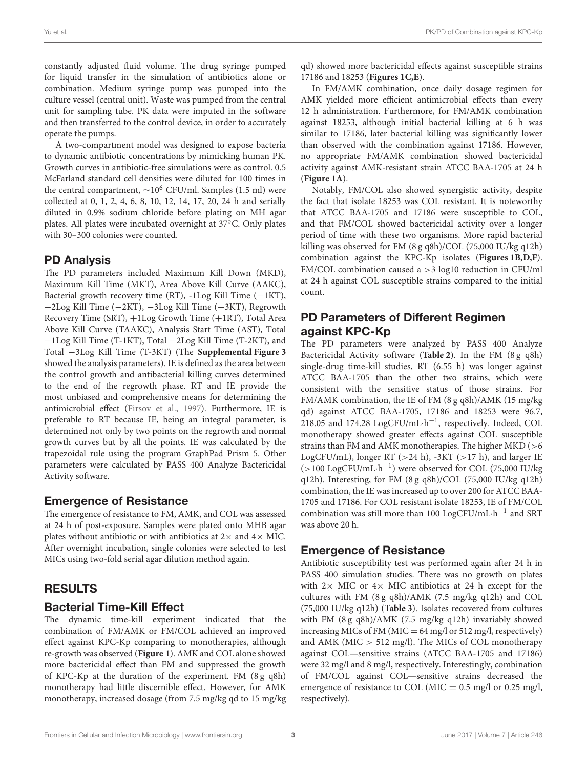constantly adjusted fluid volume. The drug syringe pumped for liquid transfer in the simulation of antibiotics alone or combination. Medium syringe pump was pumped into the culture vessel (central unit). Waste was pumped from the central unit for sampling tube. PK data were imputed in the software and then transferred to the control device, in order to accurately operate the pumps.

A two-compartment model was designed to expose bacteria to dynamic antibiotic concentrations by mimicking human PK. Growth curves in antibiotic-free simulations were as control. 0.5 McFarland standard cell densities were diluted for 100 times in the central compartment, $\sim 10^6$ CFU/ml. Samples (1.5 ml) were collected at 0, 1, 2, 4, 6, 8, 10, 12, 14, 17, 20, 24 h and serially diluted in 0.9% sodium chloride before plating on MH agar plates. All plates were incubated overnight at 37°C. Only plates with 30–300 colonies were counted.

## PD Analysis

The PD parameters included Maximum Kill Down (MKD), Maximum Kill Time (MKT), Area Above Kill Curve (AAKC), Bacterial growth recovery time (RT), -1Log Kill Time (−1KT), −2Log Kill Time (−2KT), −3Log Kill Time (−3KT), Regrowth Recovery Time (SRT), +1Log Growth Time (+1RT), Total Area Above Kill Curve (TAAKC), Analysis Start Time (AST), Total −1Log Kill Time (T-1KT), Total −2Log Kill Time (T-2KT), and Total −3Log Kill Time (T-3KT) (The **Supplemental Figure 3** showed the analysis parameters). IE is defined as the area between the control growth and antibacterial killing curves determined to the end of the regrowth phase. RT and IE provide the most unbiased and comprehensive means for determining the antimicrobial effect (Firsov et al., 1997). Furthermore, IE is preferable to RT because IE, being an integral parameter, is determined not only by two points on the regrowth and normal growth curves but by all the points. IE was calculated by the trapezoidal rule using the program GraphPad Prism 5. Other parameters were calculated by PASS 400 Analyze Bactericidal Activity software.

## Emergence of Resistance

The emergence of resistance to FM, AMK, and COL was assessed at 24 h of post-exposure. Samples were plated onto MHB agar plates without antibiotic or with antibiotics at 2× and 4× MIC. After overnight incubation, single colonies were selected to test MICs using two-fold serial agar dilution method again.

# RESULTS

## Bacterial Time-Kill Effect

The dynamic time-kill experiment indicated that the combination of FM/AMK or FM/COL achieved an improved effect against KPC-Kp comparing to monotherapies, although re-growth was observed (**Figure 1**). AMK and COL alone showed more bactericidal effect than FM and suppressed the growth of KPC-Kp at the duration of the experiment. FM (8 g q8h) monotherapy had little discernible effect. However, for AMK monotherapy, increased dosage (from 7.5 mg/kg qd to 15 mg/kg qd) showed more bactericidal effects against susceptible strains 17186 and 18253 (**Figures 1C,E**).

In FM/AMK combination, once daily dosage regimen for AMK yielded more efficient antimicrobial effects than every 12 h administration. Furthermore, for FM/AMK combination against 18253, although initial bacterial killing at 6 h was similar to 17186, later bacterial killing was significantly lower than observed with the combination against 17186. However, no appropriate FM/AMK combination showed bactericidal activity against AMK-resistant strain ATCC BAA-1705 at 24 h (**Figure 1A**).

Notably, FM/COL also showed synergistic activity, despite the fact that isolate 18253 was COL resistant. It is noteworthy that ATCC BAA-1705 and 17186 were susceptible to COL, and that FM/COL showed bactericidal activity over a longer period of time with these two organisms. More rapid bacterial killing was observed for FM (8 g q8h)/COL (75,000 IU/kg q12h) combination against the KPC-Kp isolates (**Figures 1B,D,F**). FM/COL combination caused a >3 log10 reduction in CFU/ml at 24 h against COL susceptible strains compared to the initial count.

## PD Parameters of Different Regimen against KPC-Kp

The PD parameters were analyzed by PASS 400 Analyze Bactericidal Activity software (**Table 2**). In the FM (8 g q8h) single-drug time-kill studies, RT (6.55 h) was longer against ATCC BAA-1705 than the other two strains, which were consistent with the sensitive status of those strains. For FM/AMK combination, the IE of FM (8 g q8h)/AMK (15 mg/kg qd) against ATCC BAA-1705, 17186 and 18253 were 96.7, 218.05 and 174.28 LogCFU/mL·h$^{-1}$, respectively. Indeed, COL monotherapy showed greater effects against COL susceptible strains than FM and AMK monotherapies. The higher MKD (>6 LogCFU/mL), longer RT (>24 h), -3KT (>17 h), and larger IE (>100 LogCFU/mL·h$^{-1}$) were observed for COL (75,000 IU/kg q12h). Interesting, for FM (8 g q8h)/COL (75,000 IU/kg q12h) combination, the IE was increased up to over 200 for ATCC BAA-1705 and 17186. For COL resistant isolate 18253, IE of FM/COL combination was still more than 100 LogCFU/mL·h$^{-1}$ and SRT was above 20 h.

## Emergence of Resistance

Antibiotic susceptibility test was performed again after 24 h in PASS 400 simulation studies. There was no growth on plates with 2× MIC or 4× MIC antibiotics at 24 h except for the cultures with FM (8 g q8h)/AMK (7.5 mg/kg q12h) and COL (75,000 IU/kg q12h) (**Table 3**). Isolates recovered from cultures with FM (8 g q8h)/AMK (7.5 mg/kg q12h) invariably showed increasing MICs of FM (MIC = 64 mg/l or 512 mg/l, respectively) and AMK (MIC > 512 mg/l). The MICs of COL monotherapy against COL—sensitive strains (ATCC BAA-1705 and 17186) were 32 mg/l and 8 mg/l, respectively. Interestingly, combination of FM/COL against COL—sensitive strains decreased the emergence of resistance to COL (MIC = 0.5 mg/l or 0.25 mg/l, respectively).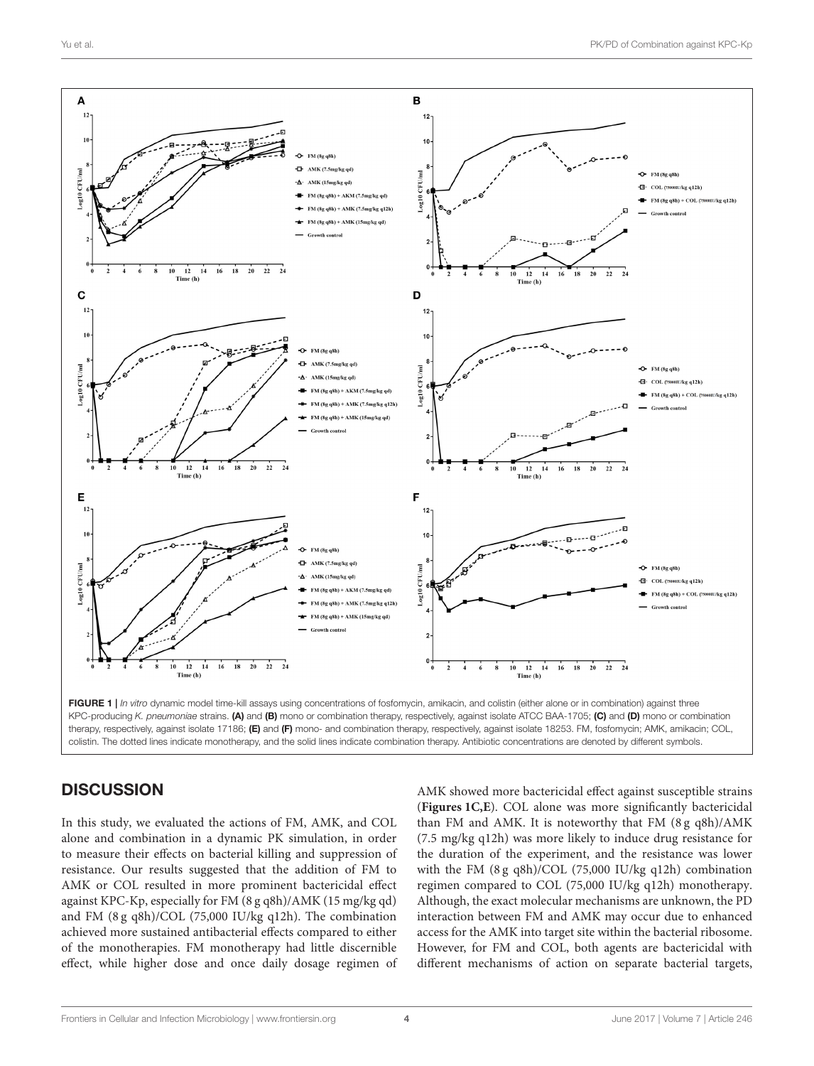FIGURE 1 | *In vitro* dynamic model time-kill assays using concentrations of fosfomycin, amikacin, and colistin (either alone or in combination) against three KPC-producing *K. pneumoniae* strains. **(A)** and **(B)** mono or combination therapy, respectively, against isolate ATCC BAA-1705; **(C)** and **(D)** mono or combination therapy, respectively, against isolate 17186; **(E)** and **(F)** mono- and combination therapy, respectively, against isolate 18253. FM, fosfomycin; AMK, amikacin; COL, colistin. The dotted lines indicate monotherapy, and the solid lines indicate combination therapy. Antibiotic concentrations are denoted by different symbols.

## DISCUSSION

In this study, we evaluated the actions of FM, AMK, and COL alone and combination in a dynamic PK simulation, in order to measure their effects on bacterial killing and suppression of resistance. Our results suggested that the addition of FM to AMK or COL resulted in more prominent bactericidal effect against KPC-Kp, especially for FM (8 g q8h)/AMK (15 mg/kg qd) and FM (8 g q8h)/COL (75,000 IU/kg q12h). The combination achieved more sustained antibacterial effects compared to either of the monotherapies. FM monotherapy had little discernible effect, while higher dose and once daily dosage regimen of AMK showed more bactericidal effect against susceptible strains (**Figures 1C,E**). COL alone was more significantly bactericidal than FM and AMK. It is noteworthy that FM (8 g q8h)/AMK (7.5 mg/kg q12h) was more likely to induce drug resistance for the duration of the experiment, and the resistance was lower with the FM (8 g q8h)/COL (75,000 IU/kg q12h) combination regimen compared to COL (75,000 IU/kg q12h) monotherapy. Although, the exact molecular mechanisms are unknown, the PD interaction between FM and AMK may occur due to enhanced access for the AMK into target site within the bacterial ribosome. However, for FM and COL, both agents are bactericidal with different mechanisms of action on separate bacterial targets,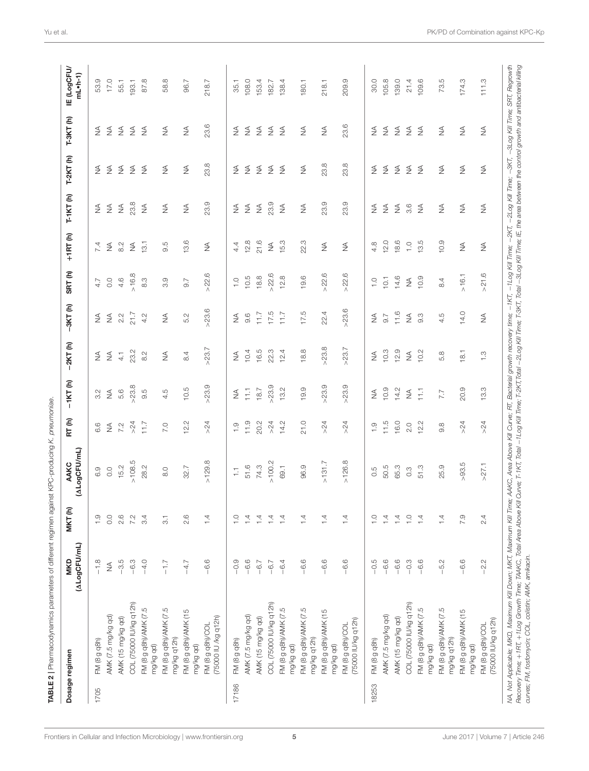**TABLE 2** | Pharmacodynamics parameters of different regimen against KPC-producing *K. pneumoniae*.

| | Dosage regimen | MKD (ΔLogCFU/mL) | MKT (h) | AAKC (ΔLogCFU/mL) | RT (h) | −1KT (h) | −2KT (h) | −3KT (h) | SRT (h) | +1RT (h) | T-1KT (h) | T-2KT (h) | T-3KT (h) | IE (LogCFU/mL•h-1) |
|---|---|---|---|---|---|---|---|---|---|---|---|---|---|---|
| 1705 | FM (8 g q8h) | −1.8 | 1.9 | 6.9 | 6.6 | 3.2 | NA | NA | 4.7 | 7.4 | NA | NA | NA | 53.9 |
| | AMK (7.5 mg/kg qd) | NA | 0.0 | 0.0 | NA | NA | NA | NA | 0.0 | NA | NA | NA | NA | 17.0 |
| | AMK (15 mg/kg qd) | −3.5 | 2.6 | 15.2 | 7.2 | 5.6 | 4.1 | 2.2 | 4.6 | 8.2 | NA | NA | NA | 55.1 |
| | COL (75000 IU/kg q12h) | −6.3 | 7.2 | >108.5 | >24 | >23.8 | 23.2 | 21.7 | >16.8 | NA | 23.8 | NA | NA | 193.1 |
| | FM (8 g q8h)/AMK (7.5 mg/kg qd) | −4.0 | 3.4 | 28.2 | 11.7 | 9.5 | 8.2 | 4.2 | 8.3 | 13.1 | NA | NA | NA | 87.8 |
| | FM (8 g q8h)/AMK (7.5 mg/kg q12h) | −1.7 | 3.1 | 8.0 | 7.0 | 4.5 | NA | NA | 3.9 | 9.5 | NA | NA | NA | 58.8 |
| | FM (8 g q8h)/AMK (15 mg/kg qd) | −4.7 | 2.6 | 32.7 | 12.2 | 10.5 | 8.4 | 5.2 | 9.7 | 13.6 | NA | NA | NA | 96.7 |
| | FM (8 g q8h)/COL (75000 IU /kg q12h) | −6.6 | 1.4 | >129.8 | >24 | >23.9 | >23.7 | >23.6 | >22.6 | NA | 23.9 | 23.8 | 23.6 | 218.7 |
| 17186 | FM (8 g q8h) | −0.9 | 1.0 | 1.1 | 1.9 | NA | NA | NA | 1.0 | 4.4 | NA | NA | NA | 35.1 |
| | AMK (7.5 mg/kg qd) | −6.6 | 1.4 | 51.6 | 11.9 | 11.1 | 10.4 | 9.6 | 10.5 | 12.8 | NA | NA | NA | 108.0 |
| | AMK (15 mg/kg qd) | −6.7 | 1.4 | 74.3 | 20.2 | 18.7 | 16.5 | 11.7 | 18.8 | 21.6 | NA | NA | NA | 153.4 |
| | COL (75000 IU/kg q12h) | −6.7 | 1.4 | >100.2 | >24 | >23.9 | 22.3 | 17.5 | >22.6 | NA | 23.9 | NA | NA | 182.7 |
| | FM (8 g q8h)/AMK (7.5 mg/kg qd) | −6.4 | 1.4 | 69.1 | 14.2 | 13.2 | 12.4 | 11.7 | 12.8 | 15.3 | NA | NA | NA | 138.4 |
| | FM (8 g q8h)/AMK (7.5 mg/kg q12h) | −6.6 | 1.4 | 96.9 | 21.0 | 19.9 | 18.8 | 17.5 | 19.6 | 22.3 | NA | NA | NA | 180.1 |
| | FM (8 g q8h)/AMK (15 mg/kg qd) | −6.6 | 1.4 | >131.7 | >24 | >23.9 | >23.8 | 22.4 | >22.6 | NA | 23.9 | 23.8 | NA | 218.1 |
| | FM (8 g q8h)/COL (75000 IU/kg q12h) | −6.6 | 1.4 | >126.8 | >24 | >23.9 | >23.7 | >23.6 | >22.6 | NA | 23.9 | 23.8 | 23.6 | 209.9 |
| 18253 | FM (8 g q8h) | −0.5 | 1.0 | 0.5 | 1.9 | NA | NA | NA | 1.0 | 4.8 | NA | NA | NA | 30.0 |
| | AMK (7.5 mg/kg qd) | −6.6 | 1.4 | 50.5 | 11.5 | 10.9 | 10.3 | 9.7 | 10.1 | 12.0 | NA | NA | NA | 105.8 |
| | AMK (15 mg/kg qd) | −6.6 | 1.4 | 65.3 | 16.0 | 14.2 | 12.9 | 11.6 | 14.6 | 18.6 | NA | NA | NA | 139.0 |
| | COL (75000 IU/kg q12h) | −0.3 | 1.0 | 0.3 | 2.0 | NA | NA | NA | NA | 1.0 | 3.6 | NA | NA | 21.4 |
| | FM (8 g q8h)/AMK (7.5 mg/kg qd) | −6.6 | 1.4 | 51.3 | 12.2 | 11.1 | 10.2 | 9.3 | 10.9 | 13.5 | NA | NA | NA | 109.6 |
| | FM (8 g q8h)/AMK (7.5 mg/kg q12h) | −5.2 | 1.4 | 25.9 | 9.8 | 7.7 | 5.8 | 4.5 | 8.4 | 10.9 | NA | NA | NA | 73.5 |
| | FM (8 g q8h)/AMK (15 mg/kg qd) | −6.6 | 7.9 | >93.5 | >24 | 20.9 | 18.1 | 14.0 | >16.1 | NA | NA | NA | NA | 174.3 |
| | FM (8 g q8h)/COL (75000 IU/kg q12h) | −2.2 | 2.4 | >27.1 | >24 | 13.3 | 1.3 | NA | >21.6 | NA | NA | NA | NA | 111.3 |

*NA, Not Applicable; MKD, Maximum Kill Down; MKT, Maximum Kill Time; AAKC, Area Above Kill Curve; RT, Bacterial growth recovery time; −1KT, −1Log Kill Time; −2KT, −2Log Kill Time; −3KT, −3Log Kill Time; SRT, Regrowth Recovery Time; +1RT, +1Log Growth Time; TAAKC, Total Area Above Kill Curve; T-1KT, Total −1Log Kill Time; T-2KT,Total −2Log Kill Time; T-3KT, Total −3Log Kill Time; IE, the area between the control growth and antibacterial killing curves; FM, fosfomycin; COL, colistin; AMK, amikacin.*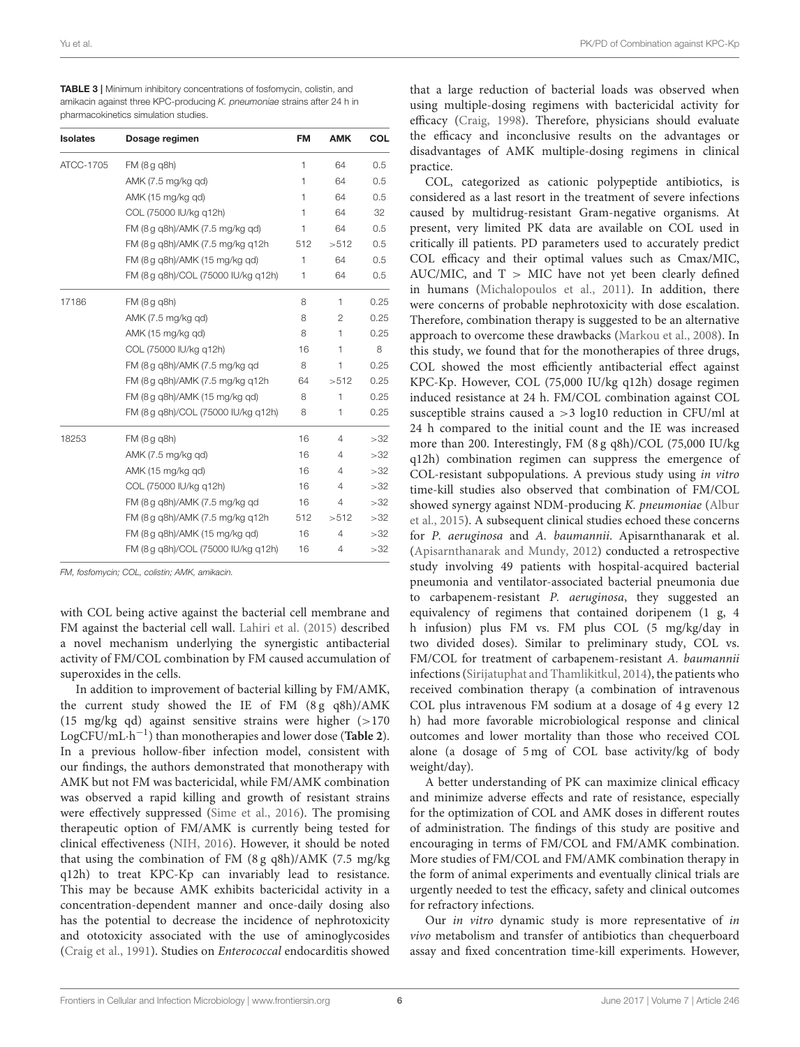**TABLE 3 |** Minimum inhibitory concentrations of fosfomycin, colistin, and amikacin against three KPC-producing *K. pneumoniae* strains after 24 h in pharmacokinetics simulation studies.

| Isolates | Dosage regimen | FM | AMK | COL |
|---|---|---|---|---|
| ATCC-1705 | FM (8 g q8h) | 1 | 64 | 0.5 |
| | AMK (7.5 mg/kg qd) | 1 | 64 | 0.5 |
| | AMK (15 mg/kg qd) | 1 | 64 | 0.5 |
| | COL (75000 IU/kg q12h) | 1 | 64 | 32 |
| | FM (8 g q8h)/AMK (7.5 mg/kg qd) | 1 | 64 | 0.5 |
| | FM (8 g q8h)/AMK (7.5 mg/kg q12h | 512 | >512 | 0.5 |
| | FM (8 g q8h)/AMK (15 mg/kg qd) | 1 | 64 | 0.5 |
| | FM (8 g q8h)/COL (75000 IU/kg q12h) | 1 | 64 | 0.5 |
| 17186 | FM (8 g q8h) | 8 | 1 | 0.25 |
| | AMK (7.5 mg/kg qd) | 8 | 2 | 0.25 |
| | AMK (15 mg/kg qd) | 8 | 1 | 0.25 |
| | COL (75000 IU/kg q12h) | 16 | 1 | 8 |
| | FM (8 g q8h)/AMK (7.5 mg/kg qd | 8 | 1 | 0.25 |
| | FM (8 g q8h)/AMK (7.5 mg/kg q12h | 64 | >512 | 0.25 |
| | FM (8 g q8h)/AMK (15 mg/kg qd) | 8 | 1 | 0.25 |
| | FM (8 g q8h)/COL (75000 IU/kg q12h) | 8 | 1 | 0.25 |
| 18253 | FM (8 g q8h) | 16 | 4 | >32 |
| | AMK (7.5 mg/kg qd) | 16 | 4 | >32 |
| | AMK (15 mg/kg qd) | 16 | 4 | >32 |
| | COL (75000 IU/kg q12h) | 16 | 4 | >32 |
| | FM (8 g q8h)/AMK (7.5 mg/kg qd | 16 | 4 | >32 |
| | FM (8 g q8h)/AMK (7.5 mg/kg q12h | 512 | >512 | >32 |
| | FM (8 g q8h)/AMK (15 mg/kg qd) | 16 | 4 | >32 |
| | FM (8 g q8h)/COL (75000 IU/kg q12h) | 16 | 4 | >32 |

*FM, fosfomycin; COL, colistin; AMK, amikacin.*

with COL being active against the bacterial cell membrane and FM against the bacterial cell wall. Lahiri et al. (2015) described a novel mechanism underlying the synergistic antibacterial activity of FM/COL combination by FM caused accumulation of superoxides in the cells.

In addition to improvement of bacterial killing by FM/AMK, the current study showed the IE of FM (8 g q8h)/AMK (15 mg/kg qd) against sensitive strains were higher (>170 LogCFU/mL·h$^{-1}$) than monotherapies and lower dose (**Table 2**). In a previous hollow-fiber infection model, consistent with our findings, the authors demonstrated that monotherapy with AMK but not FM was bactericidal, while FM/AMK combination was observed a rapid killing and growth of resistant strains were effectively suppressed (Sime et al., 2016). The promising therapeutic option of FM/AMK is currently being tested for clinical effectiveness (NIH, 2016). However, it should be noted that using the combination of FM (8 g q8h)/AMK (7.5 mg/kg q12h) to treat KPC-Kp can invariably lead to resistance. This may be because AMK exhibits bactericidal activity in a concentration-dependent manner and once-daily dosing also has the potential to decrease the incidence of nephrotoxicity and ototoxicity associated with the use of aminoglycosides (Craig et al., 1991). Studies on *Enterococcal* endocarditis showed that a large reduction of bacterial loads was observed when using multiple-dosing regimens with bactericidal activity for efficacy (Craig, 1998). Therefore, physicians should evaluate the efficacy and inconclusive results on the advantages or disadvantages of AMK multiple-dosing regimens in clinical practice.

COL, categorized as cationic polypeptide antibiotics, is considered as a last resort in the treatment of severe infections caused by multidrug-resistant Gram-negative organisms. At present, very limited PK data are available on COL used in critically ill patients. PD parameters used to accurately predict COL efficacy and their optimal values such as Cmax/MIC, AUC/MIC, and T > MIC have not yet been clearly defined in humans (Michalopoulos et al., 2011). In addition, there were concerns of probable nephrotoxicity with dose escalation. Therefore, combination therapy is suggested to be an alternative approach to overcome these drawbacks (Markou et al., 2008). In this study, we found that for the monotherapies of three drugs, COL showed the most efficiently antibacterial effect against KPC-Kp. However, COL (75,000 IU/kg q12h) dosage regimen induced resistance at 24 h. FM/COL combination against COL susceptible strains caused a >3 log10 reduction in CFU/ml at 24 h compared to the initial count and the IE was increased more than 200. Interestingly, FM (8 g q8h)/COL (75,000 IU/kg q12h) combination regimen can suppress the emergence of COL-resistant subpopulations. A previous study using *in vitro* time-kill studies also observed that combination of FM/COL showed synergy against NDM-producing *K. pneumoniae* (Albur et al., 2015). A subsequent clinical studies echoed these concerns for *P. aeruginosa* and *A. baumannii*. Apisarnthanarak et al. (Apisarnthanarak and Mundy, 2012) conducted a retrospective study involving 49 patients with hospital-acquired bacterial pneumonia and ventilator-associated bacterial pneumonia due to carbapenem-resistant *P. aeruginosa*, they suggested an equivalency of regimens that contained doripenem (1 g, 4 h infusion) plus FM vs. FM plus COL (5 mg/kg/day in two divided doses). Similar to preliminary study, COL vs. FM/COL for treatment of carbapenem-resistant *A. baumannii* infections (Sirijatuphat and Thamlikitkul, 2014), the patients who received combination therapy (a combination of intravenous COL plus intravenous FM sodium at a dosage of 4 g every 12 h) had more favorable microbiological response and clinical outcomes and lower mortality than those who received COL alone (a dosage of 5 mg of COL base activity/kg of body weight/day).

A better understanding of PK can maximize clinical efficacy and minimize adverse effects and rate of resistance, especially for the optimization of COL and AMK doses in different routes of administration. The findings of this study are positive and encouraging in terms of FM/COL and FM/AMK combination. More studies of FM/COL and FM/AMK combination therapy in the form of animal experiments and eventually clinical trials are urgently needed to test the efficacy, safety and clinical outcomes for refractory infections.

Our *in vitro* dynamic study is more representative of *in vivo* metabolism and transfer of antibiotics than chequerboard assay and fixed concentration time-kill experiments. However,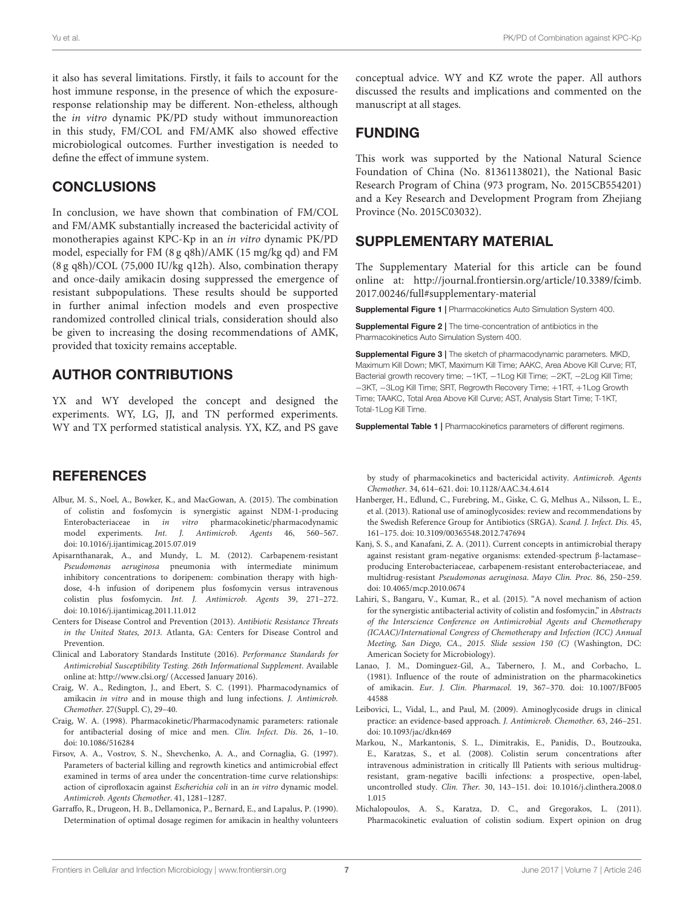it also has several limitations. Firstly, it fails to account for the host immune response, in the presence of which the exposure-response relationship may be different. Non-etheless, although the *in vitro* dynamic PK/PD study without immunoreaction in this study, FM/COL and FM/AMK also showed effective microbiological outcomes. Further investigation is needed to define the effect of immune system.

## CONCLUSIONS

In conclusion, we have shown that combination of FM/COL and FM/AMK substantially increased the bactericidal activity of monotherapies against KPC-Kp in an *in vitro* dynamic PK/PD model, especially for FM (8 g q8h)/AMK (15 mg/kg qd) and FM (8 g q8h)/COL (75,000 IU/kg q12h). Also, combination therapy and once-daily amikacin dosing suppressed the emergence of resistant subpopulations. These results should be supported in further animal infection models and even prospective randomized controlled clinical trials, consideration should also be given to increasing the dosing recommendations of AMK, provided that toxicity remains acceptable.

## AUTHOR CONTRIBUTIONS

YX and WY developed the concept and designed the experiments. WY, LG, JJ, and TN performed experiments. WY and TX performed statistical analysis. YX, KZ, and PS gave conceptual advice. WY and KZ wrote the paper. All authors discussed the results and implications and commented on the manuscript at all stages.

## FUNDING

This work was supported by the National Natural Science Foundation of China (No. 81361138021), the National Basic Research Program of China (973 program, No. 2015CB554201) and a Key Research and Development Program from Zhejiang Province (No. 2015C03032).

## SUPPLEMENTARY MATERIAL

The Supplementary Material for this article can be found online at: http://journal.frontiersin.org/article/10.3389/fcimb.2017.00246/full#supplementary-material

**Supplemental Figure 1 |** Pharmacokinetics Auto Simulation System 400.

**Supplemental Figure 2 |** The time-concentration of antibiotics in the Pharmacokinetics Auto Simulation System 400.

**Supplemental Figure 3 |** The sketch of pharmacodynamic parameters. MKD, Maximum Kill Down; MKT, Maximum Kill Time; AAKC, Area Above Kill Curve; RT, Bacterial growth recovery time; −1KT, −1Log Kill Time; −2KT, −2Log Kill Time; −3KT, −3Log Kill Time; SRT, Regrowth Recovery Time; +1RT, +1Log Growth Time; TAAKC, Total Area Above Kill Curve; AST, Analysis Start Time; T-1KT, Total-1Log Kill Time.

**Supplemental Table 1 |** Pharmacokinetics parameters of different regimens.

## REFERENCES

Albur, M. S., Noel, A., Bowker, K., and MacGowan, A. (2015). The combination of colistin and fosfomycin is synergistic against NDM-1-producing Enterobacteriaceae in *in vitro* pharmacokinetic/pharmacodynamic model experiments. *Int. J. Antimicrob. Agents* 46, 560–567. doi: 10.1016/j.ijantimicag.2015.07.019

Apisarnthanarak, A., and Mundy, L. M. (2012). Carbapenem-resistant *Pseudomonas aeruginosa* pneumonia with intermediate minimum inhibitory concentrations to doripenem: combination therapy with high-dose, 4-h infusion of doripenem plus fosfomycin versus intravenous colistin plus fosfomycin. *Int. J. Antimicrob. Agents* 39, 271–272. doi: 10.1016/j.ijantimicag.2011.11.012

Centers for Disease Control and Prevention (2013). *Antibiotic Resistance Threats in the United States, 2013.* Atlanta, GA: Centers for Disease Control and Prevention.

Clinical and Laboratory Standards Institute (2016). *Performance Standards for Antimicrobial Susceptibility Testing. 26th Informational Supplement*. Available online at: http://www.clsi.org/ (Accessed January 2016).

Craig, W. A., Redington, J., and Ebert, S. C. (1991). Pharmacodynamics of amikacin *in vitro* and in mouse thigh and lung infections. *J. Antimicrob. Chemother.* 27(Suppl. C), 29–40.

Craig, W. A. (1998). Pharmacokinetic/Pharmacodynamic parameters: rationale for antibacterial dosing of mice and men. *Clin. Infect. Dis.* 26, 1–10. doi: 10.1086/516284

Firsov, A. A., Vostrov, S. N., Shevchenko, A. A., and Cornaglia, G. (1997). Parameters of bacterial killing and regrowth kinetics and antimicrobial effect examined in terms of area under the concentration-time curve relationships: action of ciprofloxacin against *Escherichia coli* in an *in vitro* dynamic model. *Antimicrob. Agents Chemother.* 41, 1281–1287.

Garraffo, R., Drugeon, H. B., Dellamonica, P., Bernard, E., and Lapalus, P. (1990). Determination of optimal dosage regimen for amikacin in healthy volunteers by study of pharmacokinetics and bactericidal activity. *Antimicrob. Agents Chemother.* 34, 614–621. doi: 10.1128/AAC.34.4.614

Hanberger, H., Edlund, C., Furebring, M., Giske, C. G, Melhus A., Nilsson, L. E., et al. (2013). Rational use of aminoglycosides: review and recommendations by the Swedish Reference Group for Antibiotics (SRGA). *Scand. J. Infect. Dis.* 45, 161–175. doi: 10.3109/00365548.2012.747694

Kanj, S. S., and Kanafani, Z. A. (2011). Current concepts in antimicrobial therapy against resistant gram-negative organisms: extended-spectrum β-lactamase–producing Enterobacteriaceae, carbapenem-resistant enterobacteriaceae, and multidrug-resistant *Pseudomonas aeruginosa*. *Mayo Clin. Proc.* 86, 250–259. doi: 10.4065/mcp.2010.0674

Lahiri, S., Bangaru, V., Kumar, R., et al. (2015). "A novel mechanism of action for the synergistic antibacterial activity of colistin and fosfomycin," in *Abstracts of the Interscience Conference on Antimicrobial Agents and Chemotherapy (ICAAC)/International Congress of Chemotherapy and Infection (ICC) Annual Meeting, San Diego, CA., 2015. Slide session 150 (C)* (Washington, DC: American Society for Microbiology).

Lanao, J. M., Dominguez-Gil, A., Tabernero, J. M., and Corbacho, L. (1981). Influence of the route of administration on the pharmacokinetics of amikacin. *Eur. J. Clin. Pharmacol.* 19, 367–370. doi: 10.1007/BF00544588

Leibovici, L., Vidal, L., and Paul, M. (2009). Aminoglycoside drugs in clinical practice: an evidence-based approach. *J. Antimicrob. Chemother.* 63, 246–251. doi: 10.1093/jac/dkn469

Markou, N., Markantonis, S. L., Dimitrakis, E., Panidis, D., Boutzouka, E., Karatzas, S., et al. (2008). Colistin serum concentrations after intravenous administration in critically Ill Patients with serious multidrug-resistant, gram-negative bacilli infections: a prospective, open-label, uncontrolled study. *Clin. Ther.* 30, 143–151. doi: 10.1016/j.clinthera.2008.01.015

Michalopoulos, A. S., Karatza, D. C., and Gregorakos, L. (2011). Pharmacokinetic evaluation of colistin sodium. Expert opinion on drug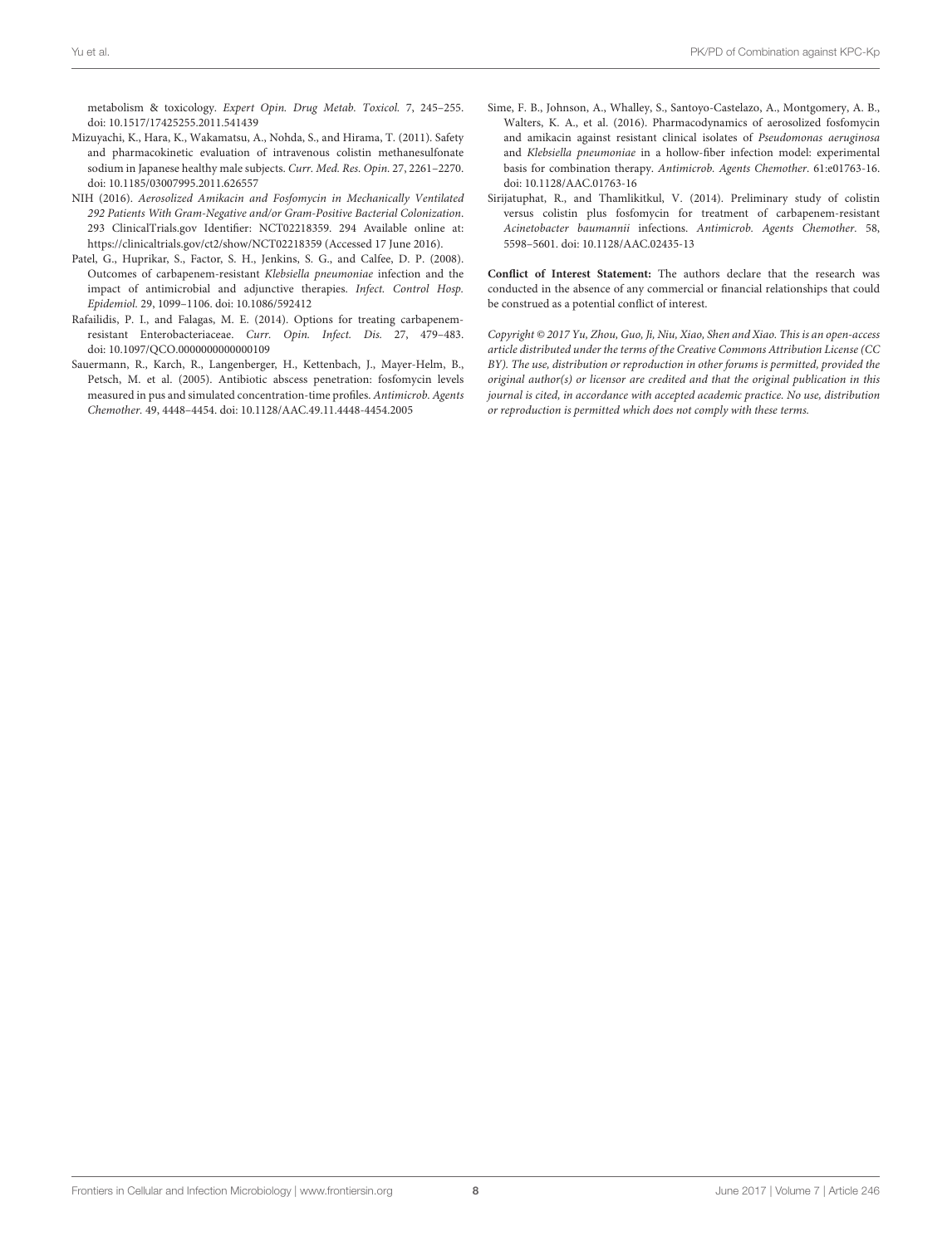metabolism & toxicology. *Expert Opin. Drug Metab. Toxicol.* 7, 245–255. doi: 10.1517/17425255.2011.541439

Mizuyachi, K., Hara, K., Wakamatsu, A., Nohda, S., and Hirama, T. (2011). Safety and pharmacokinetic evaluation of intravenous colistin methanesulfonate sodium in Japanese healthy male subjects. *Curr. Med. Res. Opin.* 27, 2261–2270. doi: 10.1185/03007995.2011.626557

NIH (2016). *Aerosolized Amikacin and Fosfomycin in Mechanically Ventilated 292 Patients With Gram-Negative and/or Gram-Positive Bacterial Colonization*. 293 ClinicalTrials.gov Identifier: NCT02218359. 294 Available online at: https://clinicaltrials.gov/ct2/show/NCT02218359 (Accessed 17 June 2016).

Patel, G., Huprikar, S., Factor, S. H., Jenkins, S. G., and Calfee, D. P. (2008). Outcomes of carbapenem-resistant *Klebsiella pneumoniae* infection and the impact of antimicrobial and adjunctive therapies. *Infect. Control Hosp. Epidemiol.* 29, 1099–1106. doi: 10.1086/592412

Rafailidis, P. I., and Falagas, M. E. (2014). Options for treating carbapenem-resistant Enterobacteriaceae. *Curr. Opin. Infect. Dis.* 27, 479–483. doi: 10.1097/QCO.0000000000000109

Sauermann, R., Karch, R., Langenberger, H., Kettenbach, J., Mayer-Helm, B., Petsch, M. et al. (2005). Antibiotic abscess penetration: fosfomycin levels measured in pus and simulated concentration-time profiles. *Antimicrob. Agents Chemother.* 49, 4448–4454. doi: 10.1128/AAC.49.11.4448-4454.2005

Sime, F. B., Johnson, A., Whalley, S., Santoyo-Castelazo, A., Montgomery, A. B., Walters, K. A., et al. (2016). Pharmacodynamics of aerosolized fosfomycin and amikacin against resistant clinical isolates of *Pseudomonas aeruginosa* and *Klebsiella pneumoniae* in a hollow-fiber infection model: experimental basis for combination therapy. *Antimicrob. Agents Chemother*. 61:e01763-16. doi: 10.1128/AAC.01763-16

Sirijatuphat, R., and Thamlikitkul, V. (2014). Preliminary study of colistin versus colistin plus fosfomycin for treatment of carbapenem-resistant *Acinetobacter baumannii* infections. *Antimicrob. Agents Chemother.* 58, 5598–5601. doi: 10.1128/AAC.02435-13

**Conflict of Interest Statement:** The authors declare that the research was conducted in the absence of any commercial or financial relationships that could be construed as a potential conflict of interest.

*Copyright © 2017 Yu, Zhou, Guo, Ji, Niu, Xiao, Shen and Xiao. This is an open-access article distributed under the terms of the Creative Commons Attribution License (CC BY). The use, distribution or reproduction in other forums is permitted, provided the original author(s) or licensor are credited and that the original publication in this journal is cited, in accordance with accepted academic practice. No use, distribution or reproduction is permitted which does not comply with these terms.*